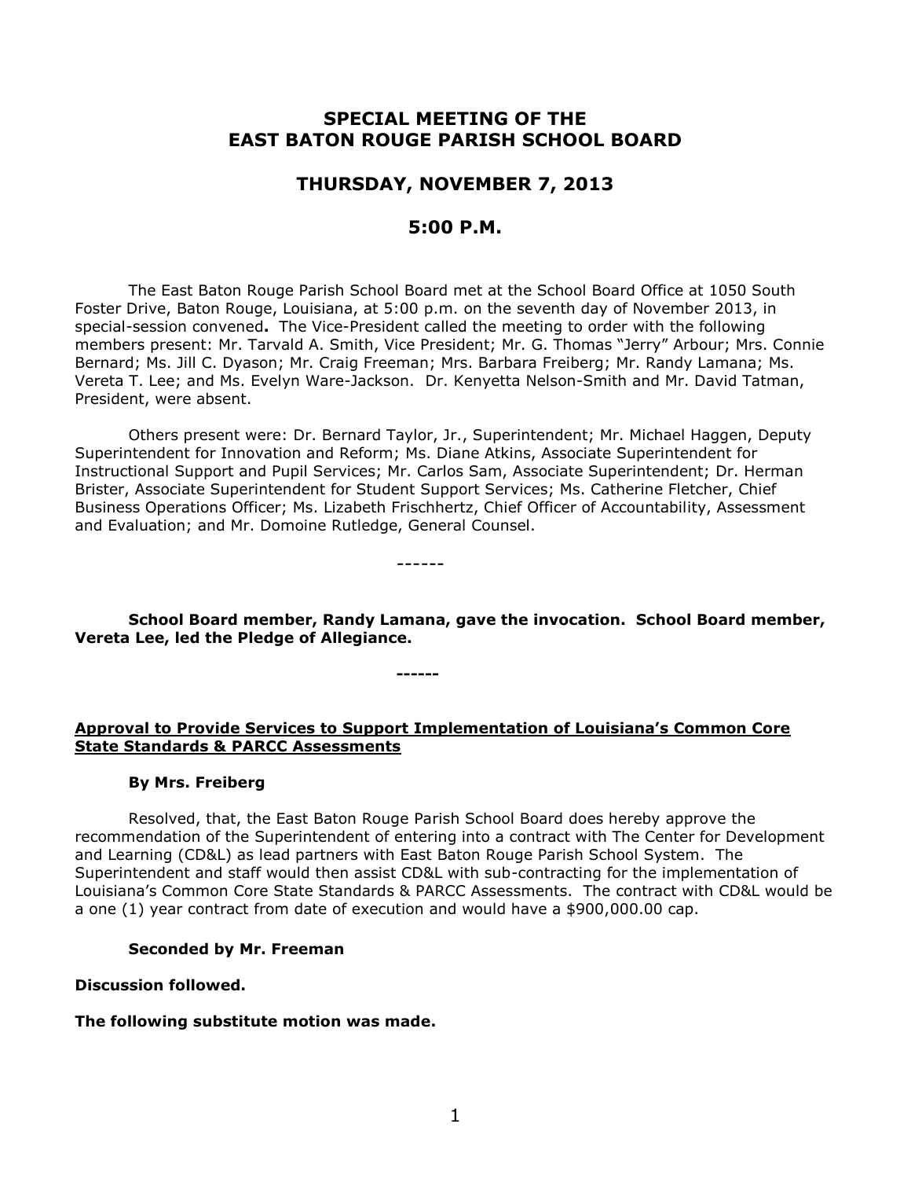# SPECIAL MEETING OF THE EAST BATON ROUGE PARISH SCHOOL BOARD

## THURSDAY, NOVEMBER 7, 2013

## 5:00 P.M.

The East Baton Rouge Parish School Board met at the School Board Office at 1050 South Foster Drive, Baton Rouge, Louisiana, at 5:00 p.m. on the seventh day of November 2013, in special-session convened**.** The Vice-President called the meeting to order with the following members present: Mr. Tarvald A. Smith, Vice President; Mr. G. Thomas "Jerry" Arbour; Mrs. Connie Bernard; Ms. Jill C. Dyason; Mr. Craig Freeman; Mrs. Barbara Freiberg; Mr. Randy Lamana; Ms. Vereta T. Lee; and Ms. Evelyn Ware-Jackson. Dr. Kenyetta Nelson-Smith and Mr. David Tatman, President, were absent.

Others present were: Dr. Bernard Taylor, Jr., Superintendent; Mr. Michael Haggen, Deputy Superintendent for Innovation and Reform; Ms. Diane Atkins, Associate Superintendent for Instructional Support and Pupil Services; Mr. Carlos Sam, Associate Superintendent; Dr. Herman Brister, Associate Superintendent for Student Support Services; Ms. Catherine Fletcher, Chief Business Operations Officer; Ms. Lizabeth Frischhertz, Chief Officer of Accountability, Assessment and Evaluation; and Mr. Domoine Rutledge, General Counsel.

------

**School Board member, Randy Lamana, gave the invocation. School Board member, Vereta Lee, led the Pledge of Allegiance.**

**------**

**Approval to Provide Services to Support Implementation of Louisiana's Common Core State Standards & PARCC Assessments**

**By Mrs. Freiberg**

Resolved, that, the East Baton Rouge Parish School Board does hereby approve the recommendation of the Superintendent of entering into a contract with The Center for Development and Learning (CD&L) as lead partners with East Baton Rouge Parish School System. The Superintendent and staff would then assist CD&L with sub-contracting for the implementation of Louisiana's Common Core State Standards & PARCC Assessments. The contract with CD&L would be a one (1) year contract from date of execution and would have a $900,000.00 cap.

**Seconded by Mr. Freeman**

**Discussion followed.**

**The following substitute motion was made.**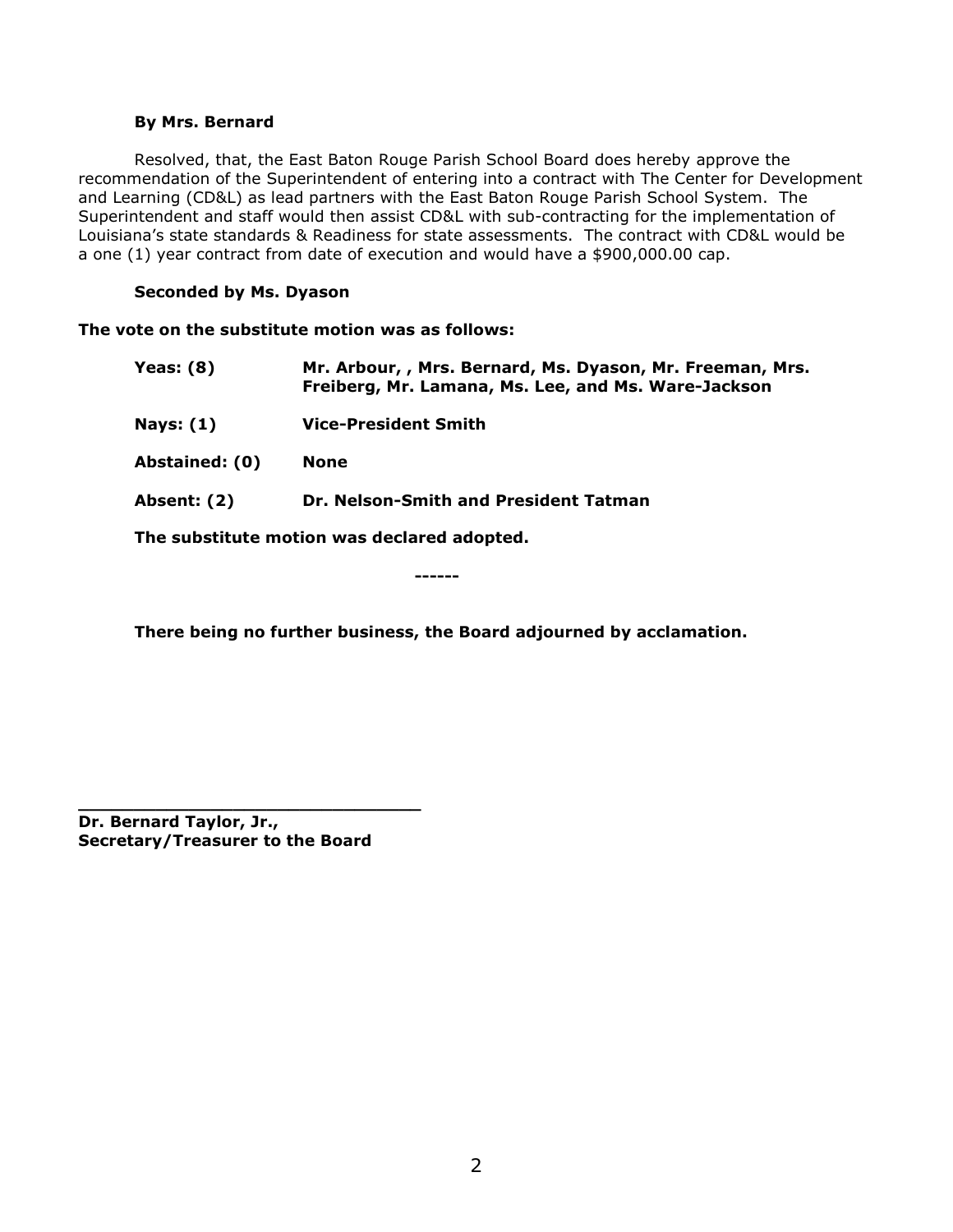**By Mrs. Bernard**

Resolved, that, the East Baton Rouge Parish School Board does hereby approve the recommendation of the Superintendent of entering into a contract with The Center for Development and Learning (CD&L) as lead partners with the East Baton Rouge Parish School System. The Superintendent and staff would then assist CD&L with sub-contracting for the implementation of Louisiana's state standards & Readiness for state assessments. The contract with CD&L would be a one (1) year contract from date of execution and would have a $900,000.00 cap.

**Seconded by Ms. Dyason**

**The vote on the substitute motion was as follows:**

| | |
|---|---|
| **Yeas: (8)** | **Mr. Arbour, , Mrs. Bernard, Ms. Dyason, Mr. Freeman, Mrs. Freiberg, Mr. Lamana, Ms. Lee, and Ms. Ware-Jackson** |
| **Nays: (1)** | **Vice-President Smith** |
| **Abstained: (0)** | **None** |
| **Absent: (2)** | **Dr. Nelson-Smith and President Tatman** |

**The substitute motion was declared adopted.**

**------**

**There being no further business, the Board adjourned by acclamation.**

\_\_\_\_\_\_\_\_\_\_\_\_\_\_\_\_\_\_\_\_\_\_\_\_\_\_\_\_\_\_\_\_\_

**Dr. Bernard Taylor, Jr.,**
**Secretary/Treasurer to the Board**